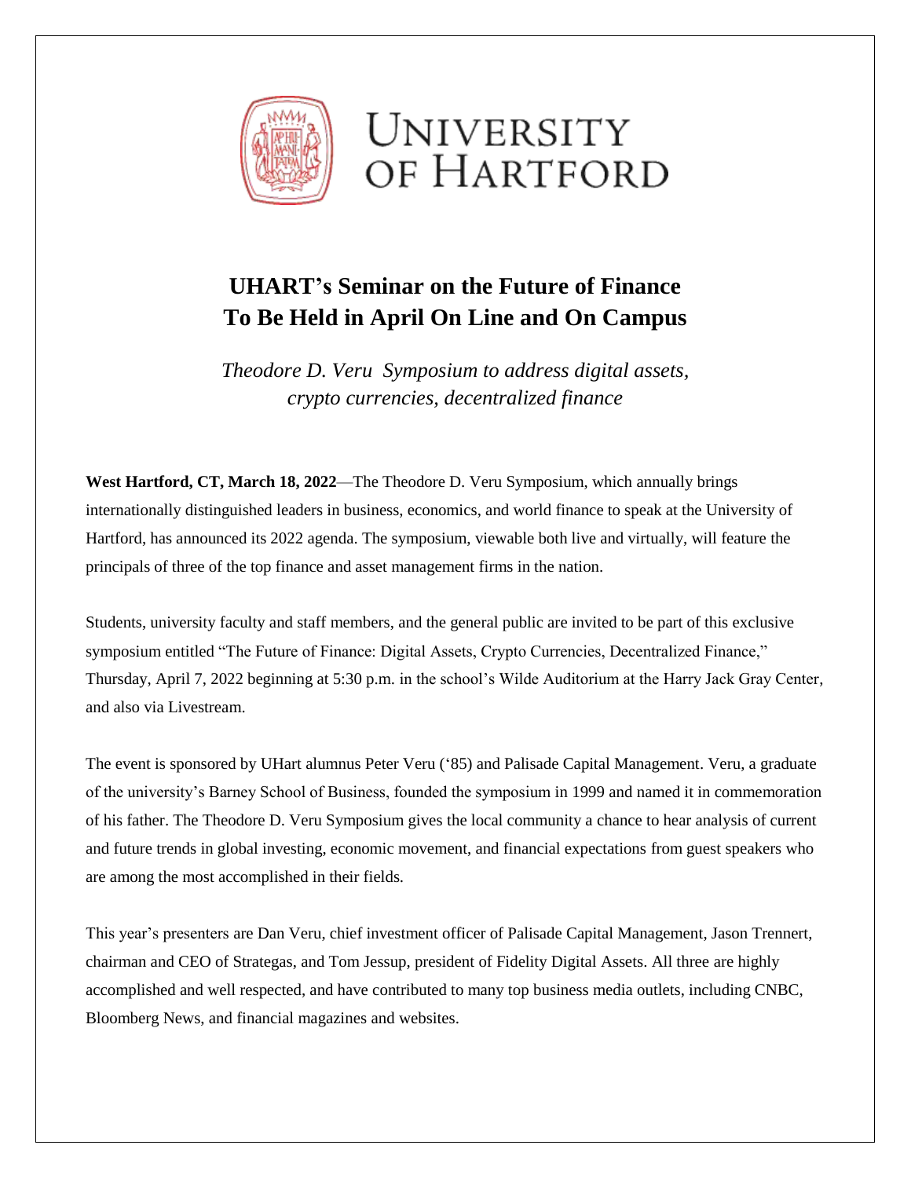UNIVERSITY OF HARTFORD

# UHART's Seminar on the Future of Finance To Be Held in April On Line and On Campus

*Theodore D. Veru Symposium to address digital assets, crypto currencies, decentralized finance*

**West Hartford, CT, March 18, 2022**—The Theodore D. Veru Symposium, which annually brings internationally distinguished leaders in business, economics, and world finance to speak at the University of Hartford, has announced its 2022 agenda. The symposium, viewable both live and virtually, will feature the principals of three of the top finance and asset management firms in the nation.

Students, university faculty and staff members, and the general public are invited to be part of this exclusive symposium entitled "The Future of Finance: Digital Assets, Crypto Currencies, Decentralized Finance," Thursday, April 7, 2022 beginning at 5:30 p.m. in the school's Wilde Auditorium at the Harry Jack Gray Center, and also via Livestream.

The event is sponsored by UHart alumnus Peter Veru ('85) and Palisade Capital Management. Veru, a graduate of the university's Barney School of Business, founded the symposium in 1999 and named it in commemoration of his father. The Theodore D. Veru Symposium gives the local community a chance to hear analysis of current and future trends in global investing, economic movement, and financial expectations from guest speakers who are among the most accomplished in their fields.

This year's presenters are Dan Veru, chief investment officer of Palisade Capital Management, Jason Trennert, chairman and CEO of Strategas, and Tom Jessup, president of Fidelity Digital Assets. All three are highly accomplished and well respected, and have contributed to many top business media outlets, including CNBC, Bloomberg News, and financial magazines and websites.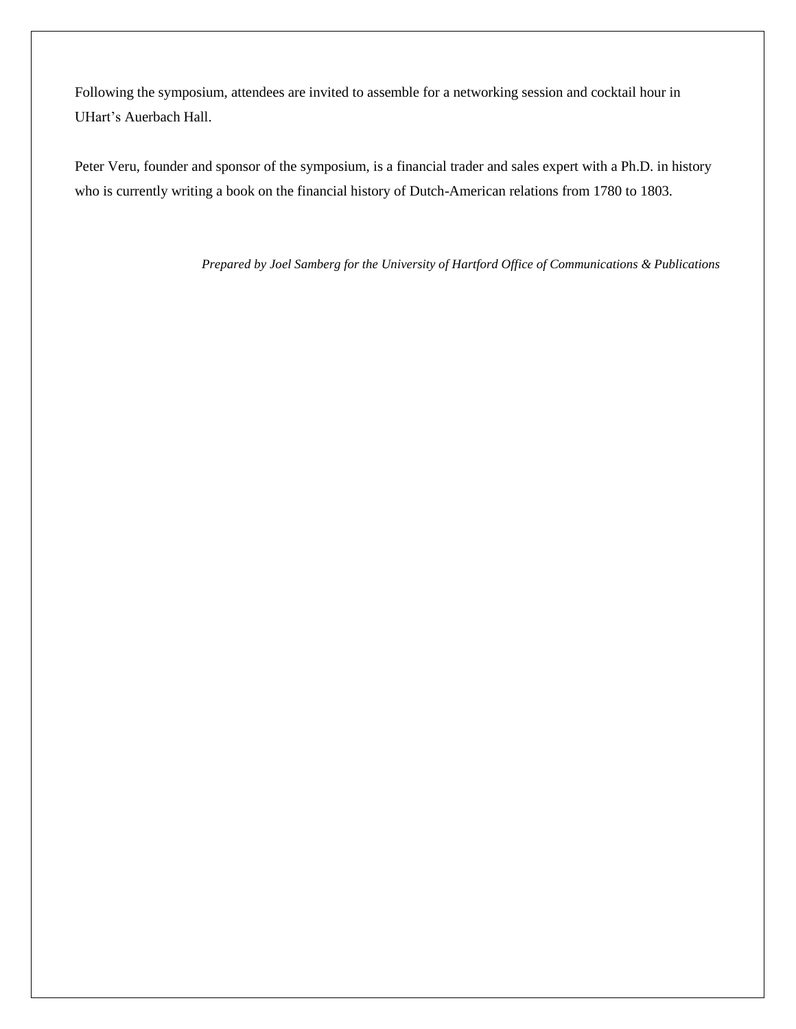Following the symposium, attendees are invited to assemble for a networking session and cocktail hour in UHart's Auerbach Hall.

Peter Veru, founder and sponsor of the symposium, is a financial trader and sales expert with a Ph.D. in history who is currently writing a book on the financial history of Dutch-American relations from 1780 to 1803.

*Prepared by Joel Samberg for the University of Hartford Office of Communications & Publications*